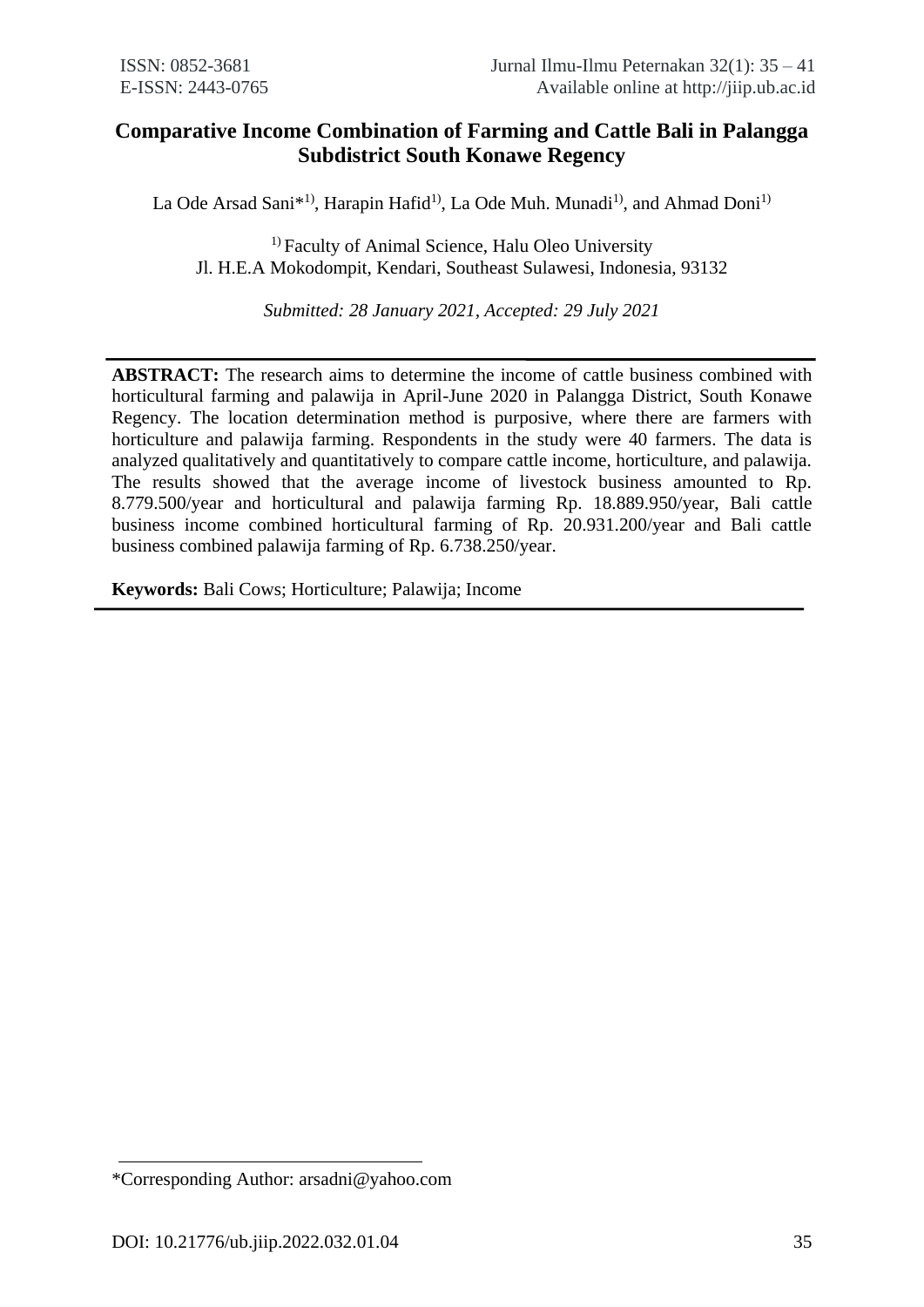# Comparative Income Combination of Farming and Cattle Bali in Palangga Subdistrict South Konawe Regency

La Ode Arsad Sani*[1)], Harapin Hafid[1)], La Ode Muh. Munadi[1)], and Ahmad Doni[1)]

[1)] Faculty of Animal Science, Halu Oleo University
Jl. H.E.A Mokodompit, Kendari, Southeast Sulawesi, Indonesia, 93132

*Submitted: 28 January 2021, Accepted: 29 July 2021*

---

**ABSTRACT:** The research aims to determine the income of cattle business combined with horticultural farming and palawija in April-June 2020 in Palangga District, South Konawe Regency. The location determination method is purposive, where there are farmers with horticulture and palawija farming. Respondents in the study were 40 farmers. The data is analyzed qualitatively and quantitatively to compare cattle income, horticulture, and palawija. The results showed that the average income of livestock business amounted to Rp. 8.779.500/year and horticultural and palawija farming Rp. 18.889.950/year, Bali cattle business income combined horticultural farming of Rp. 20.931.200/year and Bali cattle business combined palawija farming of Rp. 6.738.250/year.

**Keywords:** Bali Cows; Horticulture; Palawija; Income

---

*Corresponding Author: arsadni@yahoo.com

DOI: 10.21776/ub.jiip.2022.032.01.04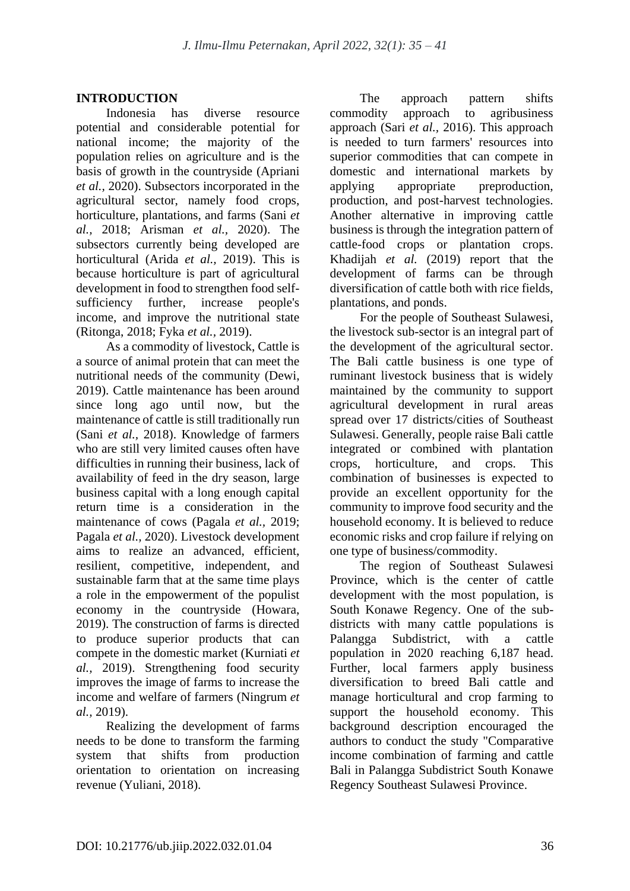## INTRODUCTION

Indonesia has diverse resource potential and considerable potential for national income; the majority of the population relies on agriculture and is the basis of growth in the countryside (Apriani *et al.*, 2020). Subsectors incorporated in the agricultural sector, namely food crops, horticulture, plantations, and farms (Sani *et al.*, 2018; Arisman *et al.*, 2020). The subsectors currently being developed are horticultural (Arida *et al.*, 2019). This is because horticulture is part of agricultural development in food to strengthen food self-sufficiency further, increase people's income, and improve the nutritional state (Ritonga, 2018; Fyka *et al.*, 2019).

As a commodity of livestock, Cattle is a source of animal protein that can meet the nutritional needs of the community (Dewi, 2019). Cattle maintenance has been around since long ago until now, but the maintenance of cattle is still traditionally run (Sani *et al.*, 2018). Knowledge of farmers who are still very limited causes often have difficulties in running their business, lack of availability of feed in the dry season, large business capital with a long enough capital return time is a consideration in the maintenance of cows (Pagala *et al.*, 2019; Pagala *et al.*, 2020). Livestock development aims to realize an advanced, efficient, resilient, competitive, independent, and sustainable farm that at the same time plays a role in the empowerment of the populist economy in the countryside (Howara, 2019). The construction of farms is directed to produce superior products that can compete in the domestic market (Kurniati *et al.*, 2019). Strengthening food security improves the image of farms to increase the income and welfare of farmers (Ningrum *et al.*, 2019).

Realizing the development of farms needs to be done to transform the farming system that shifts from production orientation to orientation on increasing revenue (Yuliani, 2018).

The approach pattern shifts commodity approach to agribusiness approach (Sari *et al.*, 2016). This approach is needed to turn farmers' resources into superior commodities that can compete in domestic and international markets by applying appropriate preproduction, production, and post-harvest technologies. Another alternative in improving cattle business is through the integration pattern of cattle-food crops or plantation crops. Khadijah *et al.* (2019) report that the development of farms can be through diversification of cattle both with rice fields, plantations, and ponds.

For the people of Southeast Sulawesi, the livestock sub-sector is an integral part of the development of the agricultural sector. The Bali cattle business is one type of ruminant livestock business that is widely maintained by the community to support agricultural development in rural areas spread over 17 districts/cities of Southeast Sulawesi. Generally, people raise Bali cattle integrated or combined with plantation crops, horticulture, and crops. This combination of businesses is expected to provide an excellent opportunity for the community to improve food security and the household economy. It is believed to reduce economic risks and crop failure if relying on one type of business/commodity.

The region of Southeast Sulawesi Province, which is the center of cattle development with the most population, is South Konawe Regency. One of the sub-districts with many cattle populations is Palangga Subdistrict, with a cattle population in 2020 reaching 6,187 head. Further, local farmers apply business diversification to breed Bali cattle and manage horticultural and crop farming to support the household economy. This background description encouraged the authors to conduct the study "Comparative income combination of farming and cattle Bali in Palangga Subdistrict South Konawe Regency Southeast Sulawesi Province.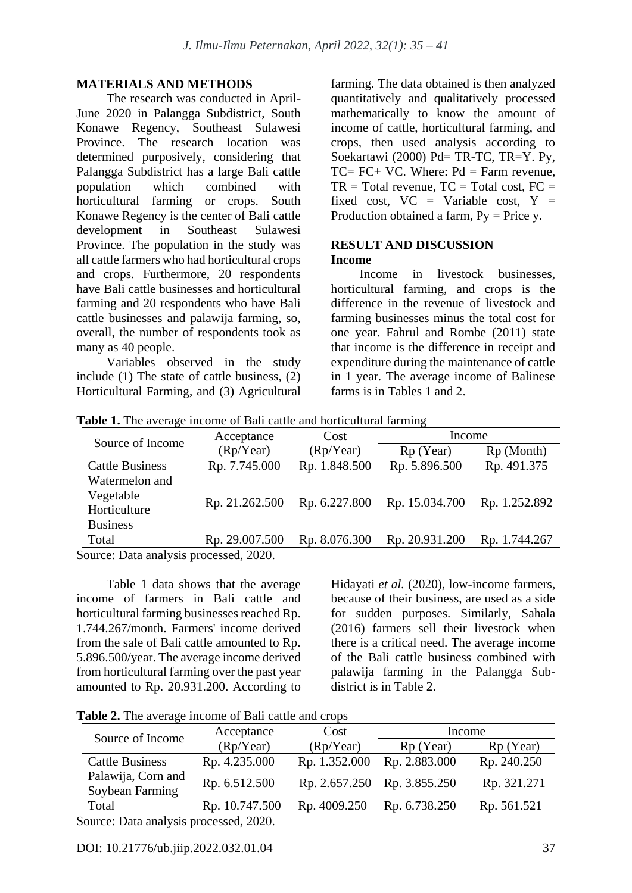## MATERIALS AND METHODS

The research was conducted in April-June 2020 in Palangga Subdistrict, South Konawe Regency, Southeast Sulawesi Province. The research location was determined purposively, considering that Palangga Subdistrict has a large Bali cattle population which combined with horticultural farming or crops. South Konawe Regency is the center of Bali cattle development in Southeast Sulawesi Province. The population in the study was all cattle farmers who had horticultural crops and crops. Furthermore, 20 respondents have Bali cattle businesses and horticultural farming and 20 respondents who have Bali cattle businesses and palawija farming, so, overall, the number of respondents took as many as 40 people.

Variables observed in the study include (1) The state of cattle business, (2) Horticultural Farming, and (3) Agricultural farming. The data obtained is then analyzed quantitatively and qualitatively processed mathematically to know the amount of income of cattle, horticultural farming, and crops, then used analysis according to Soekartawi (2000) Pd= TR-TC, TR=Y. Py, TC= FC+ VC. Where: Pd = Farm revenue, TR = Total revenue, TC = Total cost, FC = fixed cost, VC = Variable cost, Y = Production obtained a farm, Py = Price y.

## RESULT AND DISCUSSION

### Income

Income in livestock businesses, horticultural farming, and crops is the difference in the revenue of livestock and farming businesses minus the total cost for one year. Fahrul and Rombe (2011) state that income is the difference in receipt and expenditure during the maintenance of cattle in 1 year. The average income of Balinese farms is in Tables 1 and 2.

**Table 1.** The average income of Bali cattle and horticultural farming

| Source of Income | Acceptance (Rp/Year) | Cost (Rp/Year) | Income | |
|---|---|---|---|---|
| | | | Rp (Year) | Rp (Month) |
| Cattle Business | Rp. 7.745.000 | Rp. 1.848.500 | Rp. 5.896.500 | Rp. 491.375 |
| Watermelon and Vegetable Horticulture Business | Rp. 21.262.500 | Rp. 6.227.800 | Rp. 15.034.700 | Rp. 1.252.892 |
| Total | Rp. 29.007.500 | Rp. 8.076.300 | Rp. 20.931.200 | Rp. 1.744.267 |

Source: Data analysis processed, 2020.

Table 1 data shows that the average income of farmers in Bali cattle and horticultural farming businesses reached Rp. 1.744.267/month. Farmers' income derived from the sale of Bali cattle amounted to Rp. 5.896.500/year. The average income derived from horticultural farming over the past year amounted to Rp. 20.931.200. According to Hidayati *et al.* (2020), low-income farmers, because of their business, are used as a side for sudden purposes. Similarly, Sahala (2016) farmers sell their livestock when there is a critical need. The average income of the Bali cattle business combined with palawija farming in the Palangga Sub-district is in Table 2.

**Table 2.** The average income of Bali cattle and crops

| Source of Income | Acceptance (Rp/Year) | Cost (Rp/Year) | Income | |
|---|---|---|---|---|
| | | | Rp (Year) | Rp (Year) |
| Cattle Business | Rp. 4.235.000 | Rp. 1.352.000 | Rp. 2.883.000 | Rp. 240.250 |
| Palawija, Corn and Soybean Farming | Rp. 6.512.500 | Rp. 2.657.250 | Rp. 3.855.250 | Rp. 321.271 |
| Total | Rp. 10.747.500 | Rp. 4009.250 | Rp. 6.738.250 | Rp. 561.521 |

Source: Data analysis processed, 2020.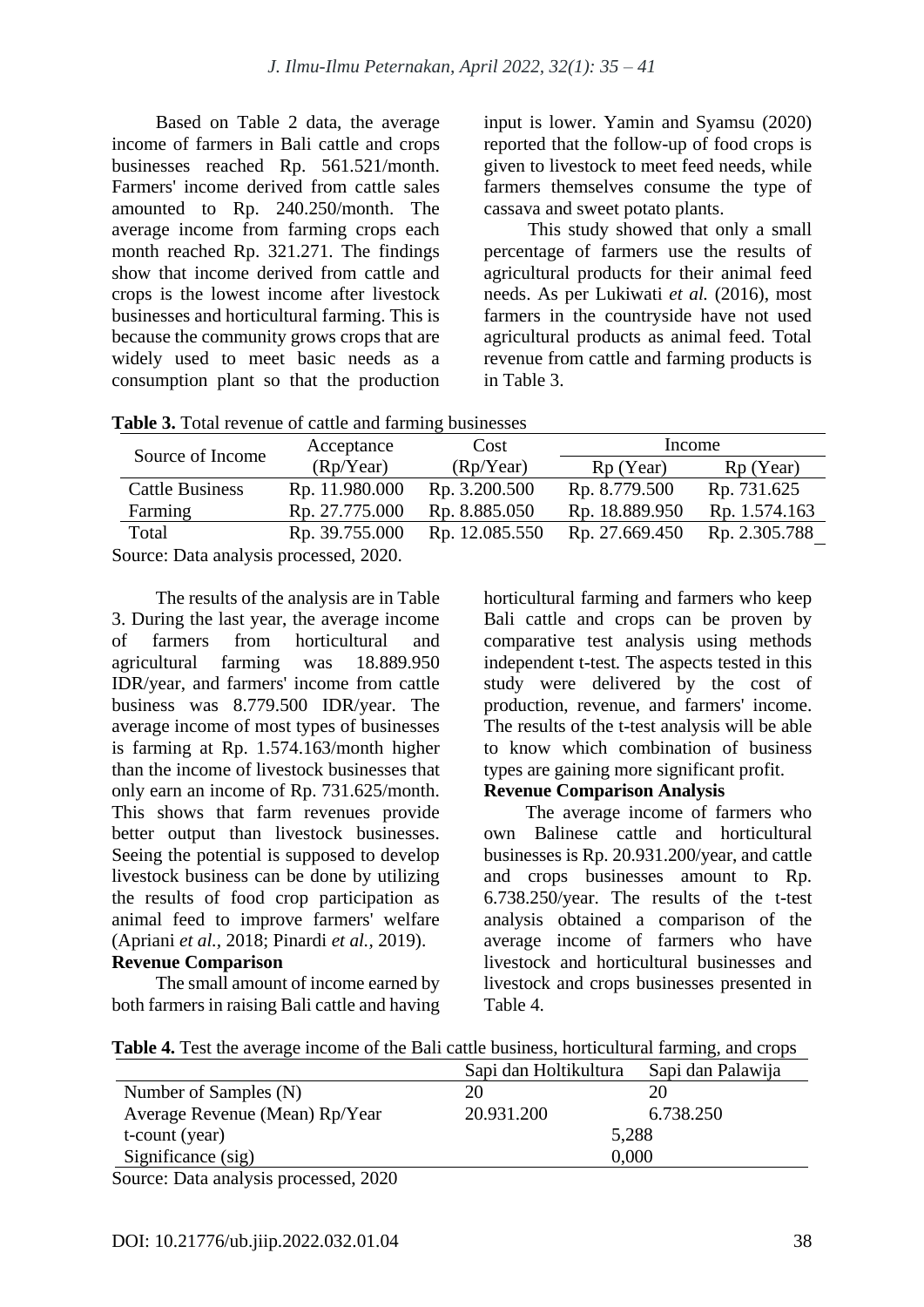Based on Table 2 data, the average income of farmers in Bali cattle and crops businesses reached Rp. 561.521/month. Farmers' income derived from cattle sales amounted to Rp. 240.250/month. The average income from farming crops each month reached Rp. 321.271. The findings show that income derived from cattle and crops is the lowest income after livestock businesses and horticultural farming. This is because the community grows crops that are widely used to meet basic needs as a consumption plant so that the production input is lower. Yamin and Syamsu (2020) reported that the follow-up of food crops is given to livestock to meet feed needs, while farmers themselves consume the type of cassava and sweet potato plants.

This study showed that only a small percentage of farmers use the results of agricultural products for their animal feed needs. As per Lukiwati *et al.* (2016), most farmers in the countryside have not used agricultural products as animal feed. Total revenue from cattle and farming products is in Table 3.

**Table 3.** Total revenue of cattle and farming businesses

| Source of Income | Acceptance (Rp/Year) | Cost (Rp/Year) | Income | |
|---|---|---|---|---|
| | | | Rp (Year) | Rp (Year) |
| Cattle Business | Rp. 11.980.000 | Rp. 3.200.500 | Rp. 8.779.500 | Rp. 731.625 |
| Farming | Rp. 27.775.000 | Rp. 8.885.050 | Rp. 18.889.950 | Rp. 1.574.163 |
| Total | Rp. 39.755.000 | Rp. 12.085.550 | Rp. 27.669.450 | Rp. 2.305.788 |

Source: Data analysis processed, 2020.

The results of the analysis are in Table 3. During the last year, the average income of farmers from horticultural and agricultural farming was 18.889.950 IDR/year, and farmers' income from cattle business was 8.779.500 IDR/year. The average income of most types of businesses is farming at Rp. 1.574.163/month higher than the income of livestock businesses that only earn an income of Rp. 731.625/month. This shows that farm revenues provide better output than livestock businesses. Seeing the potential is supposed to develop livestock business can be done by utilizing the results of food crop participation as animal feed to improve farmers' welfare (Apriani *et al.*, 2018; Pinardi *et al.*, 2019).

**Revenue Comparison**

The small amount of income earned by both farmers in raising Bali cattle and having horticultural farming and farmers who keep Bali cattle and crops can be proven by comparative test analysis using methods independent t-test. The aspects tested in this study were delivered by the cost of production, revenue, and farmers' income. The results of the t-test analysis will be able to know which combination of business types are gaining more significant profit.

**Revenue Comparison Analysis**

The average income of farmers who own Balinese cattle and horticultural businesses is Rp. 20.931.200/year, and cattle and crops businesses amount to Rp. 6.738.250/year. The results of the t-test analysis obtained a comparison of the average income of farmers who have livestock and horticultural businesses and livestock and crops businesses presented in Table 4.

**Table 4.** Test the average income of the Bali cattle business, horticultural farming, and crops

| | Sapi dan Holtikultura | Sapi dan Palawija |
|---|---|---|
| Number of Samples (N) | 20 | 20 |
| Average Revenue (Mean) Rp/Year | 20.931.200 | 6.738.250 |
| t-count (year) | 5,288 | |
| Significance (sig) | 0,000 | |

Source: Data analysis processed, 2020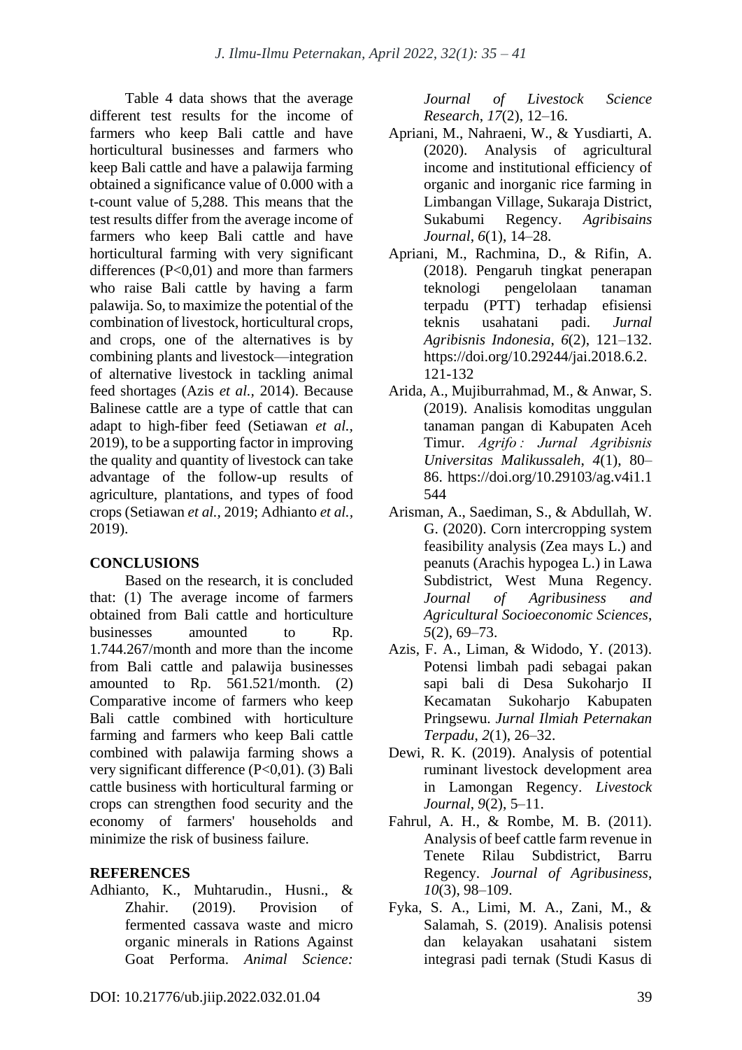Table 4 data shows that the average different test results for the income of farmers who keep Bali cattle and have horticultural businesses and farmers who keep Bali cattle and have a palawija farming obtained a significance value of 0.000 with a t-count value of 5,288. This means that the test results differ from the average income of farmers who keep Bali cattle and have horticultural farming with very significant differences (P<0,01) and more than farmers who raise Bali cattle by having a farm palawija. So, to maximize the potential of the combination of livestock, horticultural crops, and crops, one of the alternatives is by combining plants and livestock—integration of alternative livestock in tackling animal feed shortages (Azis *et al.,* 2014). Because Balinese cattle are a type of cattle that can adapt to high-fiber feed (Setiawan *et al.,* 2019), to be a supporting factor in improving the quality and quantity of livestock can take advantage of the follow-up results of agriculture, plantations, and types of food crops (Setiawan *et al.,* 2019; Adhianto *et al.,* 2019).

## CONCLUSIONS

Based on the research, it is concluded that: (1) The average income of farmers obtained from Bali cattle and horticulture businesses amounted to Rp. 1.744.267/month and more than the income from Bali cattle and palawija businesses amounted to Rp. 561.521/month. (2) Comparative income of farmers who keep Bali cattle combined with horticulture farming and farmers who keep Bali cattle combined with palawija farming shows a very significant difference (P<0,01). (3) Bali cattle business with horticultural farming or crops can strengthen food security and the economy of farmers' households and minimize the risk of business failure.

## REFERENCES

Adhianto, K., Muhtarudin., Husni., & Zhahir. (2019). Provision of fermented cassava waste and micro organic minerals in Rations Against Goat Performa. *Animal Science: Journal of Livestock Science Research*, *17*(2), 12–16.

Apriani, M., Nahraeni, W., & Yusdiarti, A. (2020). Analysis of agricultural income and institutional efficiency of organic and inorganic rice farming in Limbangan Village, Sukaraja District, Sukabumi Regency. *Agribisains Journal*, *6*(1), 14–28.

Apriani, M., Rachmina, D., & Rifin, A. (2018). Pengaruh tingkat penerapan teknologi pengelolaan tanaman terpadu (PTT) terhadap efisiensi teknis usahatani padi. *Jurnal Agribisnis Indonesia*, *6*(2), 121–132. https://doi.org/10.29244/jai.2018.6.2.121-132

Arida, A., Mujiburrahmad, M., & Anwar, S. (2019). Analisis komoditas unggulan tanaman pangan di Kabupaten Aceh Timur. *Agrifo : Jurnal Agribisnis Universitas Malikussaleh*, *4*(1), 80–86. https://doi.org/10.29103/ag.v4i1.1544

Arisman, A., Saediman, S., & Abdullah, W. G. (2020). Corn intercropping system feasibility analysis (Zea mays L.) and peanuts (Arachis hypogea L.) in Lawa Subdistrict, West Muna Regency. *Journal of Agribusiness and Agricultural Socioeconomic Sciences*, *5*(2), 69–73.

Azis, F. A., Liman, & Widodo, Y. (2013). Potensi limbah padi sebagai pakan sapi bali di Desa Sukoharjo II Kecamatan Sukoharjo Kabupaten Pringsewu. *Jurnal Ilmiah Peternakan Terpadu*, *2*(1), 26–32.

Dewi, R. K. (2019). Analysis of potential ruminant livestock development area in Lamongan Regency. *Livestock Journal*, *9*(2), 5–11.

Fahrul, A. H., & Rombe, M. B. (2011). Analysis of beef cattle farm revenue in Tenete Rilau Subdistrict, Barru Regency. *Journal of Agribusiness*, *10*(3), 98–109.

Fyka, S. A., Limi, M. A., Zani, M., & Salamah, S. (2019). Analisis potensi dan kelayakan usahatani sistem integrasi padi ternak (Studi Kasus di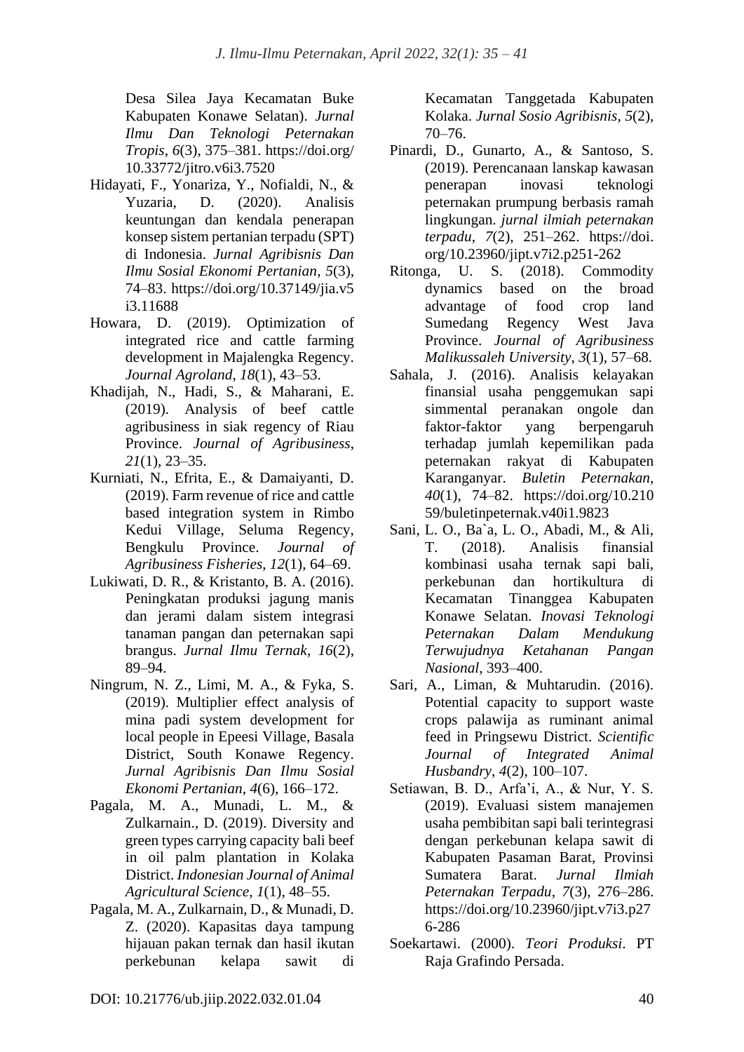Desa Silea Jaya Kecamatan Buke Kabupaten Konawe Selatan). *Jurnal Ilmu Dan Teknologi Peternakan Tropis*, *6*(3), 375–381. https://doi.org/10.33772/jitro.v6i3.7520

Hidayati, F., Yonariza, Y., Nofialdi, N., & Yuzaria, D. (2020). Analisis keuntungan dan kendala penerapan konsep sistem pertanian terpadu (SPT) di Indonesia. *Jurnal Agribisnis Dan Ilmu Sosial Ekonomi Pertanian*, *5*(3), 74–83. https://doi.org/10.37149/jia.v5i3.11688

Howara, D. (2019). Optimization of integrated rice and cattle farming development in Majalengka Regency. *Journal Agroland*, *18*(1), 43–53.

Khadijah, N., Hadi, S., & Maharani, E. (2019). Analysis of beef cattle agribusiness in siak regency of Riau Province. *Journal of Agribusiness*, *21*(1), 23–35.

Kurniati, N., Efrita, E., & Damaiyanti, D. (2019). Farm revenue of rice and cattle based integration system in Rimbo Kedui Village, Seluma Regency, Bengkulu Province. *Journal of Agribusiness Fisheries*, *12*(1), 64–69.

Lukiwati, D. R., & Kristanto, B. A. (2016). Peningkatan produksi jagung manis dan jerami dalam sistem integrasi tanaman pangan dan peternakan sapi brangus. *Jurnal Ilmu Ternak*, *16*(2), 89–94.

Ningrum, N. Z., Limi, M. A., & Fyka, S. (2019). Multiplier effect analysis of mina padi system development for local people in Epeesi Village, Basala District, South Konawe Regency. *Jurnal Agribisnis Dan Ilmu Sosial Ekonomi Pertanian*, *4*(6), 166–172.

Pagala, M. A., Munadi, L. M., & Zulkarnain., D. (2019). Diversity and green types carrying capacity bali beef in oil palm plantation in Kolaka District. *Indonesian Journal of Animal Agricultural Science*, *1*(1), 48–55.

Pagala, M. A., Zulkarnain, D., & Munadi, D. Z. (2020). Kapasitas daya tampung hijauan pakan ternak dan hasil ikutan perkebunan kelapa sawit di Kecamatan Tanggetada Kabupaten Kolaka. *Jurnal Sosio Agribisnis*, *5*(2), 70–76.

Pinardi, D., Gunarto, A., & Santoso, S. (2019). Perencanaan lanskap kawasan penerapan inovasi teknologi peternakan prumpung berbasis ramah lingkungan. *jurnal ilmiah peternakan terpadu*, *7*(2), 251–262. https://doi.org/10.23960/jipt.v7i2.p251-262

Ritonga, U. S. (2018). Commodity dynamics based on the broad advantage of food crop land Sumedang Regency West Java Province. *Journal of Agribusiness Malikussaleh University*, *3*(1), 57–68.

Sahala, J. (2016). Analisis kelayakan finansial usaha penggemukan sapi simmental peranakan ongole dan faktor-faktor yang berpengaruh terhadap jumlah kepemilikan pada peternakan rakyat di Kabupaten Karanganyar. *Buletin Peternakan*, *40*(1), 74–82. https://doi.org/10.21059/buletinpeternak.v40i1.9823

Sani, L. O., Ba`a, L. O., Abadi, M., & Ali, T. (2018). Analisis finansial kombinasi usaha ternak sapi bali, perkebunan dan hortikultura di Kecamatan Tinanggea Kabupaten Konawe Selatan. *Inovasi Teknologi Peternakan Dalam Mendukung Terwujudnya Ketahanan Pangan Nasional*, 393–400.

Sari, A., Liman, & Muhtarudin. (2016). Potential capacity to support waste crops palawija as ruminant animal feed in Pringsewu District. *Scientific Journal of Integrated Animal Husbandry*, *4*(2), 100–107.

Setiawan, B. D., Arfa'i, A., & Nur, Y. S. (2019). Evaluasi sistem manajemen usaha pembibitan sapi bali terintegrasi dengan perkebunan kelapa sawit di Kabupaten Pasaman Barat, Provinsi Sumatera Barat. *Jurnal Ilmiah Peternakan Terpadu*, *7*(3), 276–286. https://doi.org/10.23960/jipt.v7i3.p276-286

Soekartawi. (2000). *Teori Produksi*. PT Raja Grafindo Persada.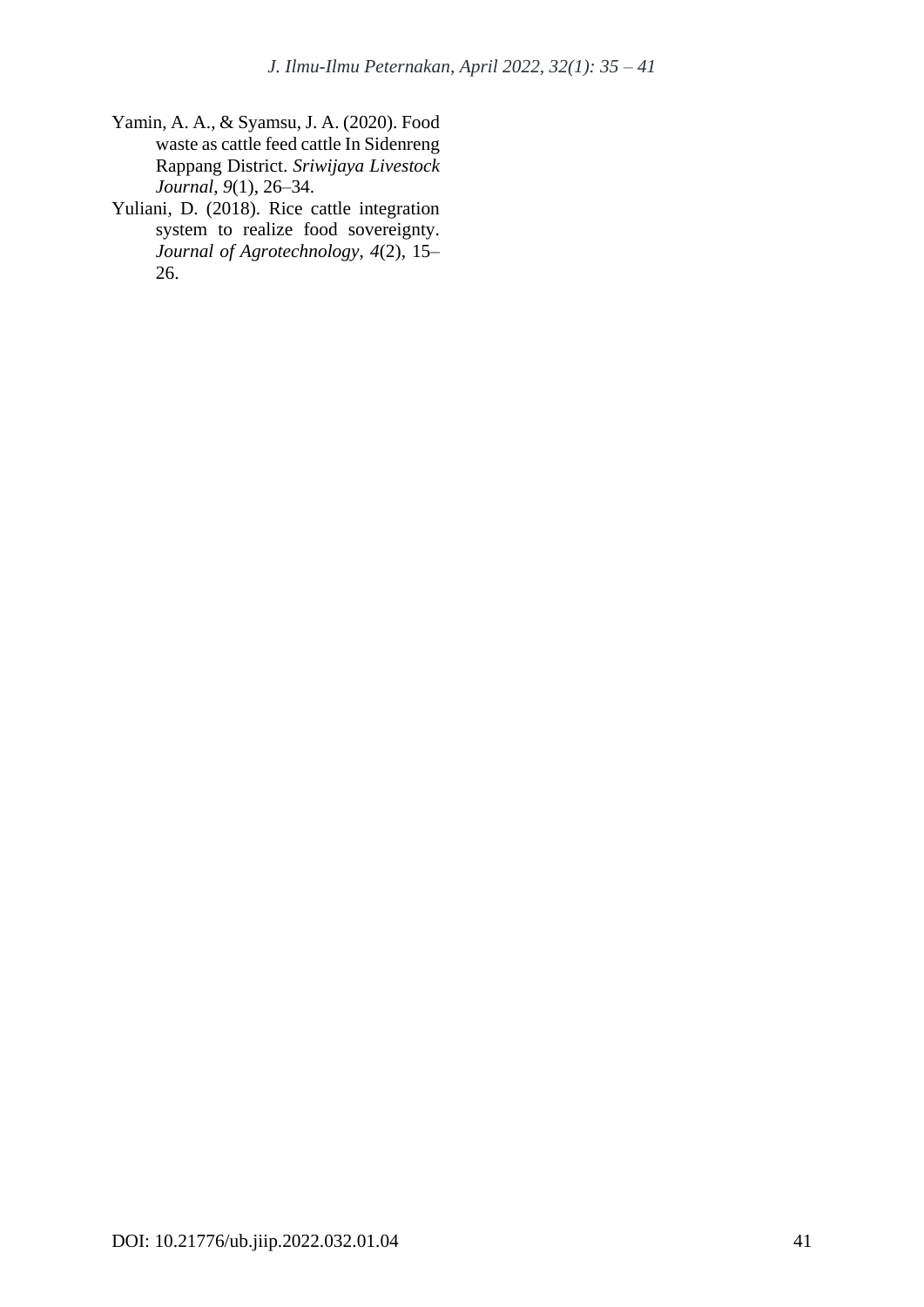Yamin, A. A., & Syamsu, J. A. (2020). Food waste as cattle feed cattle In Sidenreng Rappang District. *Sriwijaya Livestock Journal*, *9*(1), 26–34.

Yuliani, D. (2018). Rice cattle integration system to realize food sovereignty. *Journal of Agrotechnology*, *4*(2), 15–26.